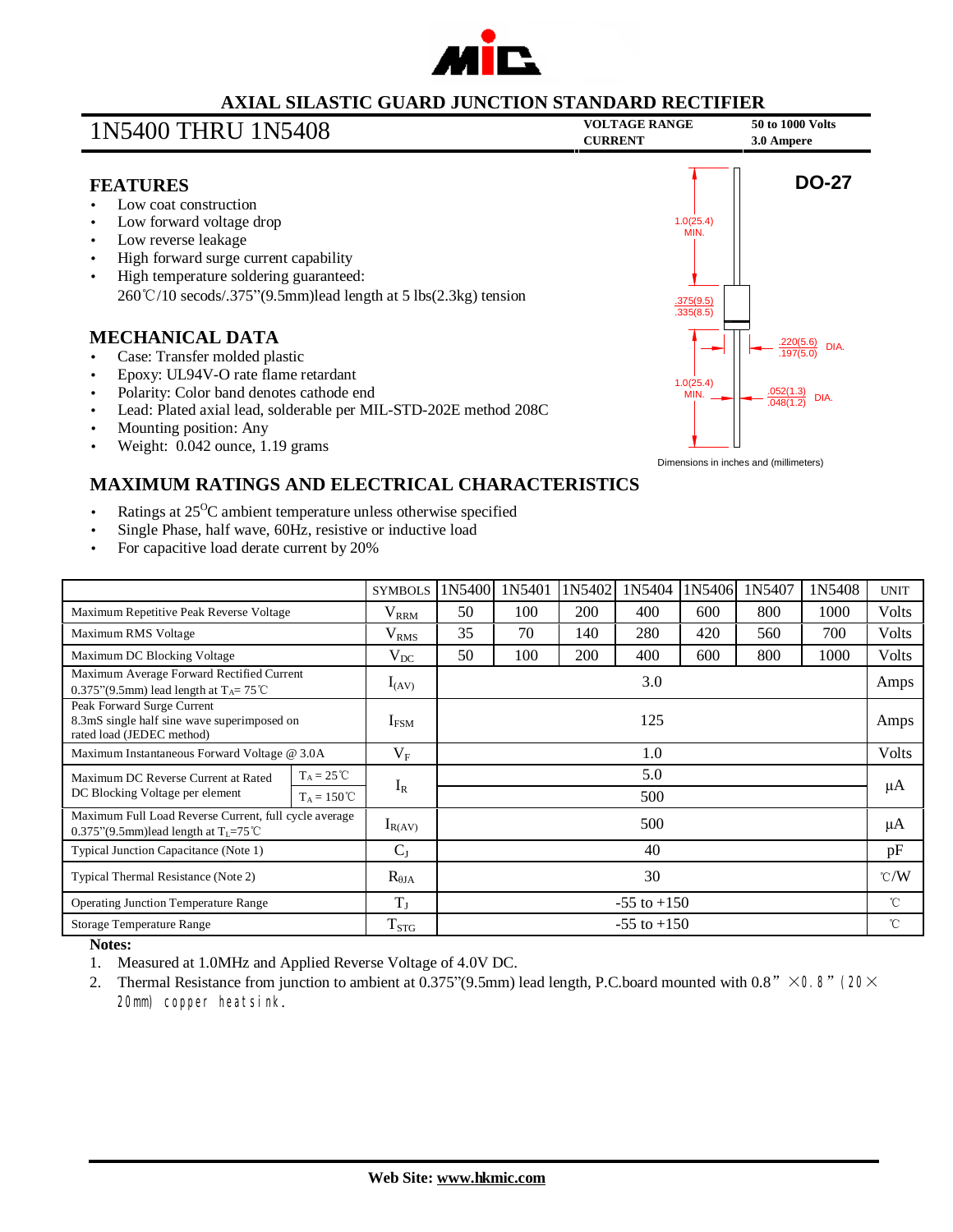# AXIAL SILASTIC GUARD JUNCTION STANDARD RECTIFIER

## 1N5400 THRU 1N5408

**VOLTAGE RANGE** 50 to 1000 Volts
**CURRENT** 3.0 Ampere

## FEATURES

- Low coat construction
- Low forward voltage drop
- Low reverse leakage
- High forward surge current capability
- High temperature soldering guaranteed:
  260℃/10 secods/.375"(9.5mm)lead length at 5 lbs(2.3kg) tension

**DO-27**

1.0(25.4) MIN.
.375(9.5) / .335(8.5)
.220(5.6) / .197(5.0) DIA.
1.0(25.4) MIN.
.052(1.3) / .048(1.2) DIA.

Dimensions in inches and (millimeters)

## MECHANICAL DATA

- Case: Transfer molded plastic
- Epoxy: UL94V-O rate flame retardant
- Polarity: Color band denotes cathode end
- Lead: Plated axial lead, solderable per MIL-STD-202E method 208C
- Mounting position: Any
- Weight: 0.042 ounce, 1.19 grams

## MAXIMUM RATINGS AND ELECTRICAL CHARACTERISTICS

- Ratings at 25$^{O}$C ambient temperature unless otherwise specified
- Single Phase, half wave, 60Hz, resistive or inductive load
- For capacitive load derate current by 20%

| | | SYMBOLS | 1N5400 | 1N5401 | 1N5402 | 1N5404 | 1N5406 | 1N5407 | 1N5408 | UNIT |
|---|---|---|---|---|---|---|---|---|---|---|
| Maximum Repetitive Peak Reverse Voltage | | $V_{RRM}$ | 50 | 100 | 200 | 400 | 600 | 800 | 1000 | Volts |
| Maximum RMS Voltage | | $V_{RMS}$ | 35 | 70 | 140 | 280 | 420 | 560 | 700 | Volts |
| Maximum DC Blocking Voltage | | $V_{DC}$ | 50 | 100 | 200 | 400 | 600 | 800 | 1000 | Volts |
| Maximum Average Forward Rectified Current 0.375"(9.5mm) lead length at $T_A$= 75℃ | | $I_{(AV)}$ | 3.0 | | | | | | | Amps |
| Peak Forward Surge Current 8.3mS single half sine wave superimposed on rated load (JEDEC method) | | $I_{FSM}$ | 125 | | | | | | | Amps |
| Maximum Instantaneous Forward Voltage @ 3.0A | | $V_F$ | 1.0 | | | | | | | Volts |
| Maximum DC Reverse Current at Rated DC Blocking Voltage per element | $T_A$ = 25℃ | $I_R$ | 5.0 | | | | | | | μA |
| | $T_A$ = 150℃ | | 500 | | | | | | | |
| Maximum Full Load Reverse Current, full cycle average 0.375"(9.5mm)lead length at $T_L$=75℃ | | $I_{R(AV)}$ | 500 | | | | | | | μA |
| Typical Junction Capacitance (Note 1) | | $C_J$ | 40 | | | | | | | pF |
| Typical Thermal Resistance (Note 2) | | $R_{\theta JA}$ | 30 | | | | | | | ℃/W |
| Operating Junction Temperature Range | | $T_J$ | -55 to +150 | | | | | | | ℃ |
| Storage Temperature Range | | $T_{STG}$ | -55 to +150 | | | | | | | ℃ |

**Notes:**

1. Measured at 1.0MHz and Applied Reverse Voltage of 4.0V DC.
2. Thermal Resistance from junction to ambient at 0.375"(9.5mm) lead length, P.C.board mounted with 0.8" ×0.8" (20× 20mm) copper heatsink.

**Web Site: www.hkmic.com**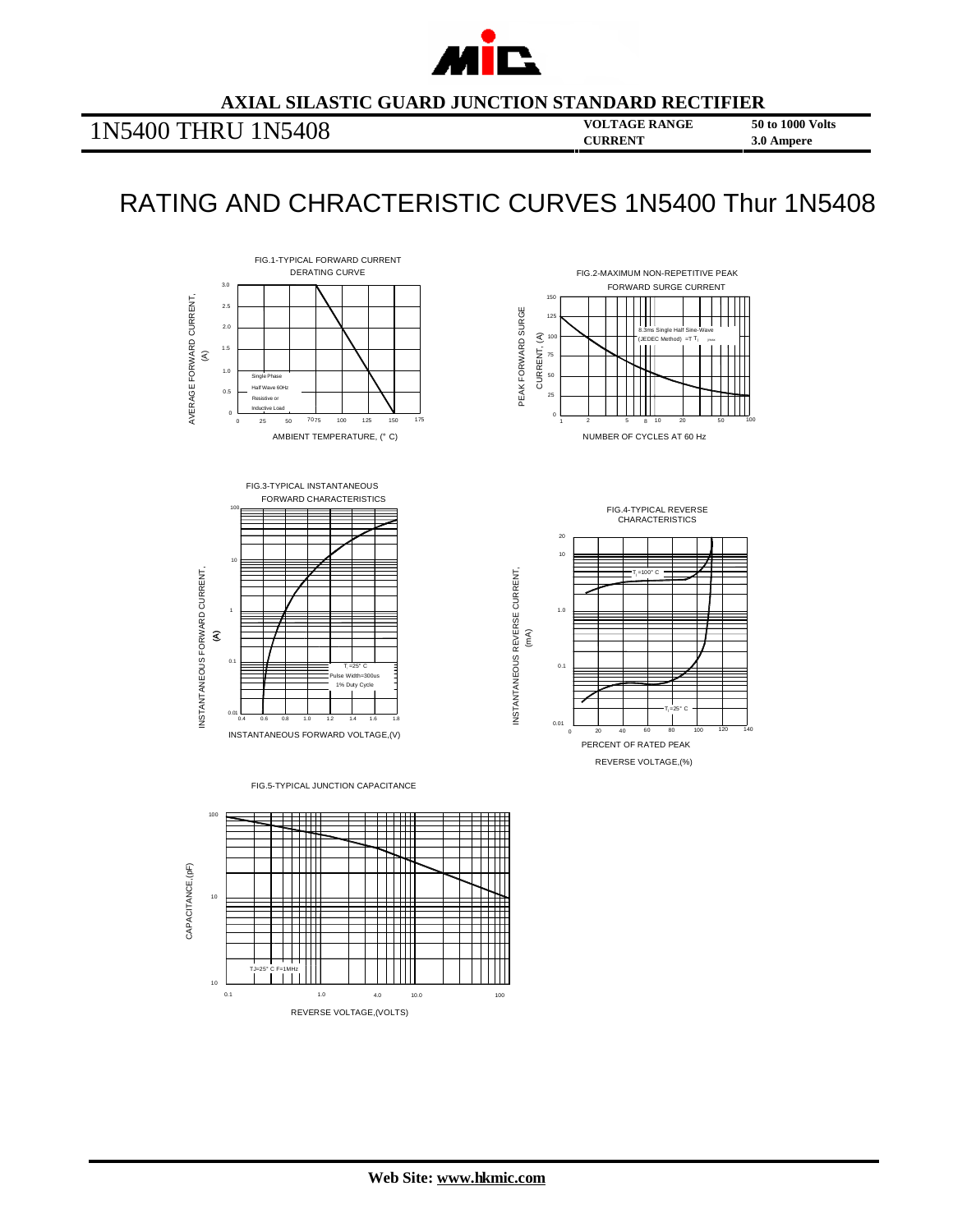AXIAL SILASTIC GUARD JUNCTION STANDARD RECTIFIER

# 1N5400 THRU 1N5408

**VOLTAGE RANGE** **50 to 1000 Volts**
**CURRENT** **3.0 Ampere**

# RATING AND CHRACTERISTIC CURVES 1N5400 Thur 1N5408

FIG.1-TYPICAL FORWARD CURRENT DERATING CURVE

AVERAGE FORWARD CURRENT, (A)

3.0
2.5
2.0
1.5
1.0
0.5
0

Single Phase
Half Wave 60Hz
Resistive or
Inductive Load

0 25 50 70 75 100 125 150 175

AMBIENT TEMPERATURE, (° C)

FIG.2-MAXIMUM NON-REPETITIVE PEAK FORWARD SURGE CURRENT

PEAK FORWARD SURGE CURRENT, (A)

150
125
100
75
50
25
0

8.3ms Single Half Sine-Wave
(JEDEC Method) =T $T_{jmax}$

1 2 5 8 10 20 50 100

NUMBER OF CYCLES AT 60 Hz

FIG.3-TYPICAL INSTANTANEOUS FORWARD CHARACTERISTICS

INSTANTANEOUS FORWARD CURRENT, (A)

100
10
1
0.1
0.01

$T_j$=25° C
Pulse Width=300us
1% Duty Cycle

0.4 0.6 0.8 1.0 1.2 1.4 1.6 1.8

INSTANTANEOUS FORWARD VOLTAGE,(V)

FIG.4-TYPICAL REVERSE CHARACTERISTICS

INSTANTANEOUS REVERSE CURRENT, (mA)

20
10
1.0
0.1
0.01

$T_j$=100° C
$T_j$=25° C

0 20 40 60 80 100 120 140

PERCENT OF RATED PEAK REVERSE VOLTAGE,(%)

FIG.5-TYPICAL JUNCTION CAPACITANCE

CAPACITANCE,(pF)

100
10
10

TJ=25° C F=1MHz

0.1 1.0 4.0 10.0 100

REVERSE VOLTAGE,(VOLTS)

**Web Site: www.hkmic.com**